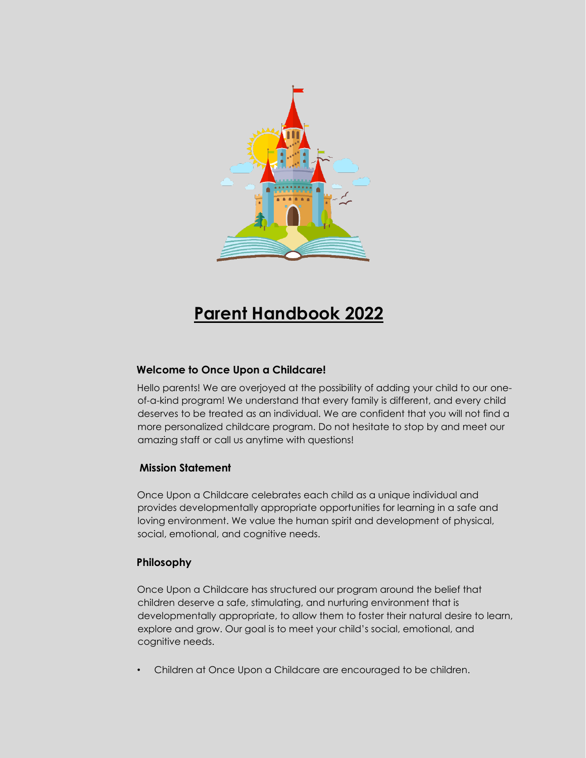# Parent Handbook 2022

### Welcome to Once Upon a Childcare!

Hello parents! We are overjoyed at the possibility of adding your child to our one-of-a-kind program! We understand that every family is different, and every child deserves to be treated as an individual. We are confident that you will not find a more personalized childcare program. Do not hesitate to stop by and meet our amazing staff or call us anytime with questions!

### Mission Statement

Once Upon a Childcare celebrates each child as a unique individual and provides developmentally appropriate opportunities for learning in a safe and loving environment. We value the human spirit and development of physical, social, emotional, and cognitive needs.

### Philosophy

Once Upon a Childcare has structured our program around the belief that children deserve a safe, stimulating, and nurturing environment that is developmentally appropriate, to allow them to foster their natural desire to learn, explore and grow. Our goal is to meet your child's social, emotional, and cognitive needs.

- Children at Once Upon a Childcare are encouraged to be children.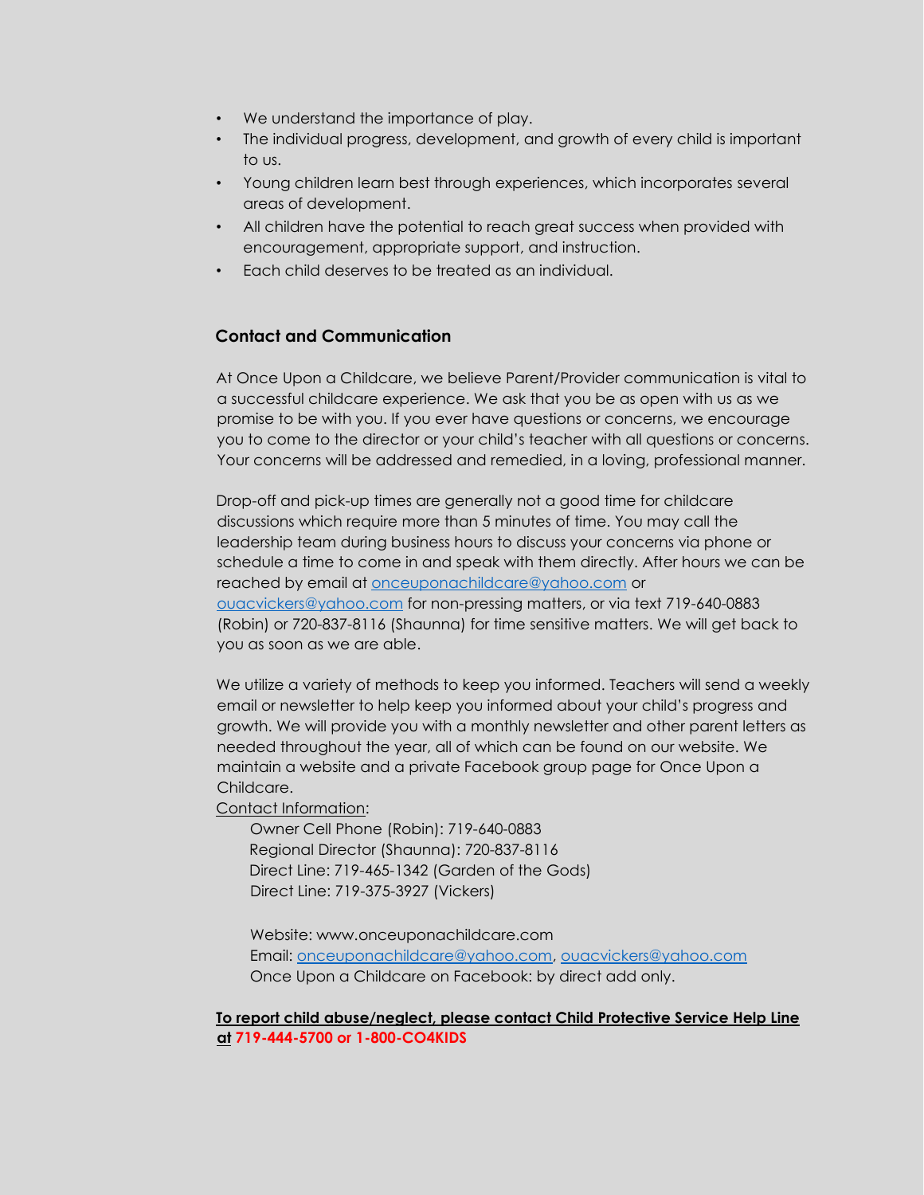- We understand the importance of play.
- The individual progress, development, and growth of every child is important to us.
- Young children learn best through experiences, which incorporates several areas of development.
- All children have the potential to reach great success when provided with encouragement, appropriate support, and instruction.
- Each child deserves to be treated as an individual.

## Contact and Communication

At Once Upon a Childcare, we believe Parent/Provider communication is vital to a successful childcare experience. We ask that you be as open with us as we promise to be with you. If you ever have questions or concerns, we encourage you to come to the director or your child's teacher with all questions or concerns. Your concerns will be addressed and remedied, in a loving, professional manner.

Drop-off and pick-up times are generally not a good time for childcare discussions which require more than 5 minutes of time. You may call the leadership team during business hours to discuss your concerns via phone or schedule a time to come in and speak with them directly. After hours we can be reached by email at onceuponachildcare@yahoo.com or ouacvickers@yahoo.com for non-pressing matters, or via text 719-640-0883 (Robin) or 720-837-8116 (Shaunna) for time sensitive matters. We will get back to you as soon as we are able.

We utilize a variety of methods to keep you informed. Teachers will send a weekly email or newsletter to help keep you informed about your child's progress and growth. We will provide you with a monthly newsletter and other parent letters as needed throughout the year, all of which can be found on our website. We maintain a website and a private Facebook group page for Once Upon a Childcare.

Contact Information:

Owner Cell Phone (Robin): 719-640-0883
Regional Director (Shaunna): 720-837-8116
Direct Line: 719-465-1342 (Garden of the Gods)
Direct Line: 719-375-3927 (Vickers)

Website: www.onceuponachildcare.com
Email: onceuponachildcare@yahoo.com, ouacvickers@yahoo.com
Once Upon a Childcare on Facebook: by direct add only.

**To report child abuse/neglect, please contact Child Protective Service Help Line at 719-444-5700 or 1-800-CO4KIDS**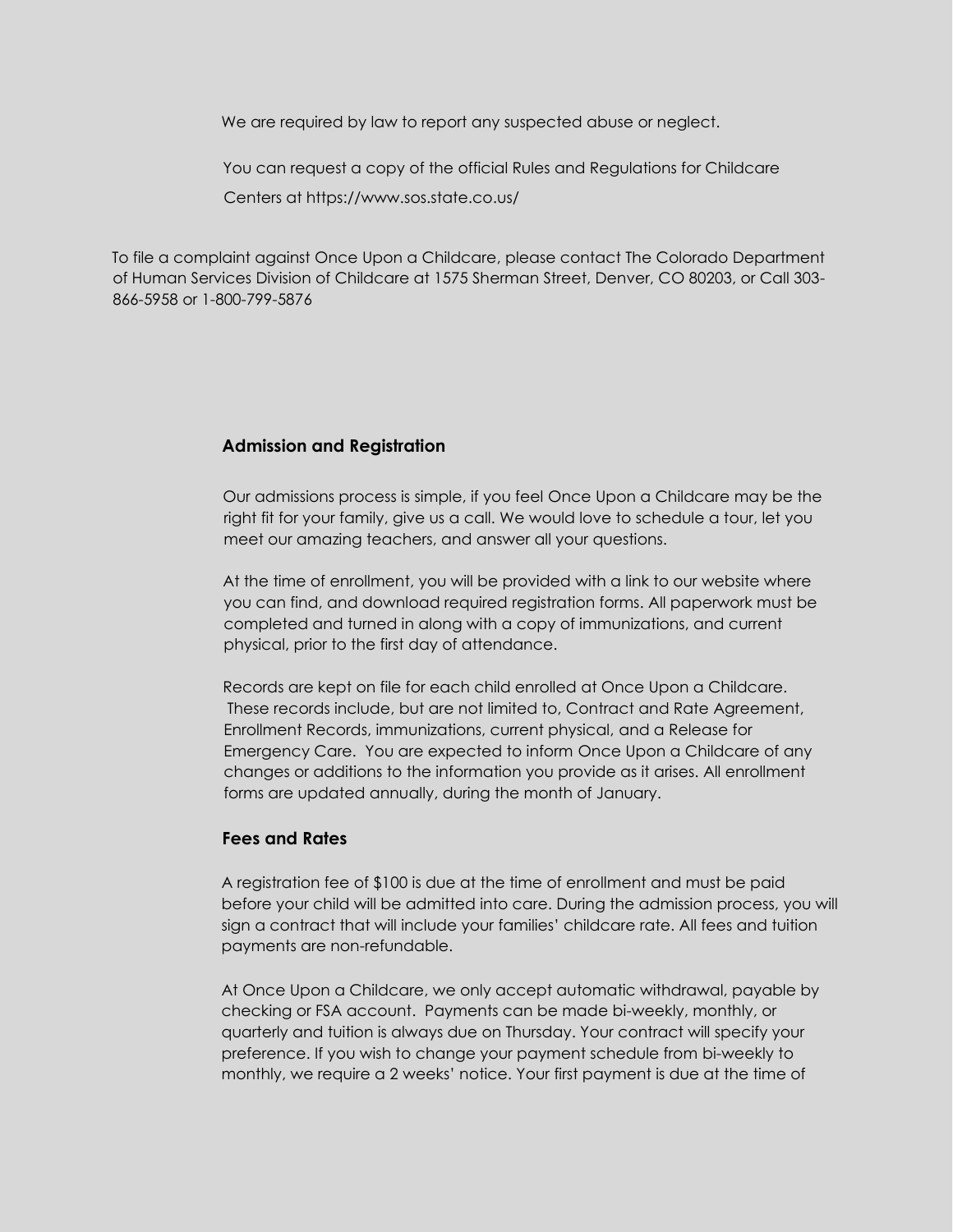We are required by law to report any suspected abuse or neglect.

You can request a copy of the official Rules and Regulations for Childcare Centers at https://www.sos.state.co.us/

To file a complaint against Once Upon a Childcare, please contact The Colorado Department of Human Services Division of Childcare at 1575 Sherman Street, Denver, CO 80203, or Call 303-866-5958 or 1-800-799-5876

## Admission and Registration

Our admissions process is simple, if you feel Once Upon a Childcare may be the right fit for your family, give us a call. We would love to schedule a tour, let you meet our amazing teachers, and answer all your questions.

At the time of enrollment, you will be provided with a link to our website where you can find, and download required registration forms. All paperwork must be completed and turned in along with a copy of immunizations, and current physical, prior to the first day of attendance.

Records are kept on file for each child enrolled at Once Upon a Childcare. These records include, but are not limited to, Contract and Rate Agreement, Enrollment Records, immunizations, current physical, and a Release for Emergency Care. You are expected to inform Once Upon a Childcare of any changes or additions to the information you provide as it arises. All enrollment forms are updated annually, during the month of January.

## Fees and Rates

A registration fee of $100 is due at the time of enrollment and must be paid before your child will be admitted into care. During the admission process, you will sign a contract that will include your families' childcare rate. All fees and tuition payments are non-refundable.

At Once Upon a Childcare, we only accept automatic withdrawal, payable by checking or FSA account. Payments can be made bi-weekly, monthly, or quarterly and tuition is always due on Thursday. Your contract will specify your preference. If you wish to change your payment schedule from bi-weekly to monthly, we require a 2 weeks' notice. Your first payment is due at the time of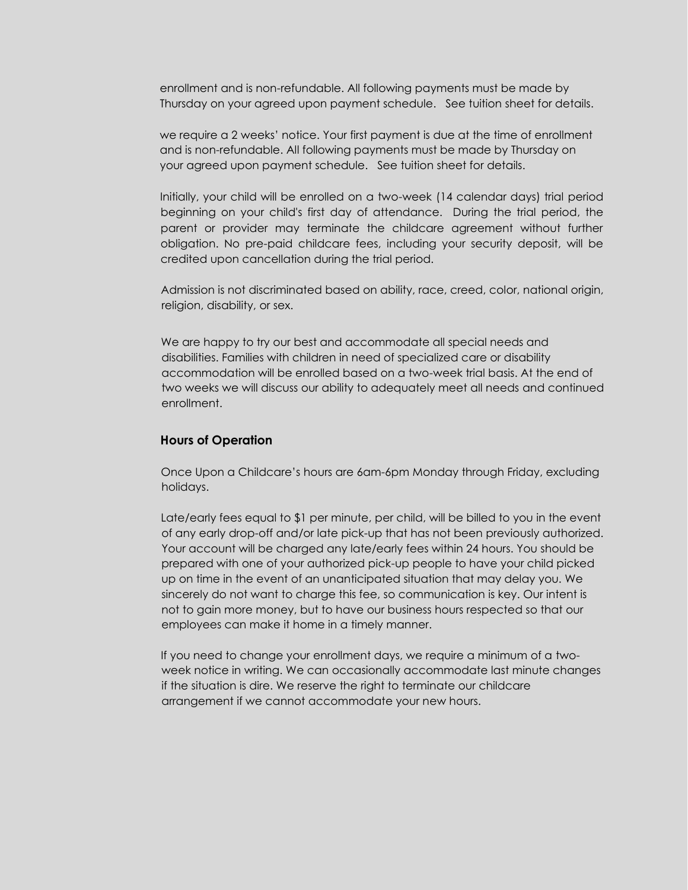enrollment and is non-refundable. All following payments must be made by Thursday on your agreed upon payment schedule.   See tuition sheet for details.

we require a 2 weeks' notice. Your first payment is due at the time of enrollment and is non-refundable. All following payments must be made by Thursday on your agreed upon payment schedule.   See tuition sheet for details.

Initially, your child will be enrolled on a two-week (14 calendar days) trial period beginning on your child's first day of attendance.  During the trial period, the parent or provider may terminate the childcare agreement without further obligation. No pre-paid childcare fees, including your security deposit, will be credited upon cancellation during the trial period.

Admission is not discriminated based on ability, race, creed, color, national origin, religion, disability, or sex.

We are happy to try our best and accommodate all special needs and disabilities. Families with children in need of specialized care or disability accommodation will be enrolled based on a two-week trial basis. At the end of two weeks we will discuss our ability to adequately meet all needs and continued enrollment.

### Hours of Operation

Once Upon a Childcare's hours are 6am-6pm Monday through Friday, excluding holidays.

Late/early fees equal to $1 per minute, per child, will be billed to you in the event of any early drop-off and/or late pick-up that has not been previously authorized. Your account will be charged any late/early fees within 24 hours. You should be prepared with one of your authorized pick-up people to have your child picked up on time in the event of an unanticipated situation that may delay you. We sincerely do not want to charge this fee, so communication is key. Our intent is not to gain more money, but to have our business hours respected so that our employees can make it home in a timely manner.

If you need to change your enrollment days, we require a minimum of a two-week notice in writing. We can occasionally accommodate last minute changes if the situation is dire. We reserve the right to terminate our childcare arrangement if we cannot accommodate your new hours.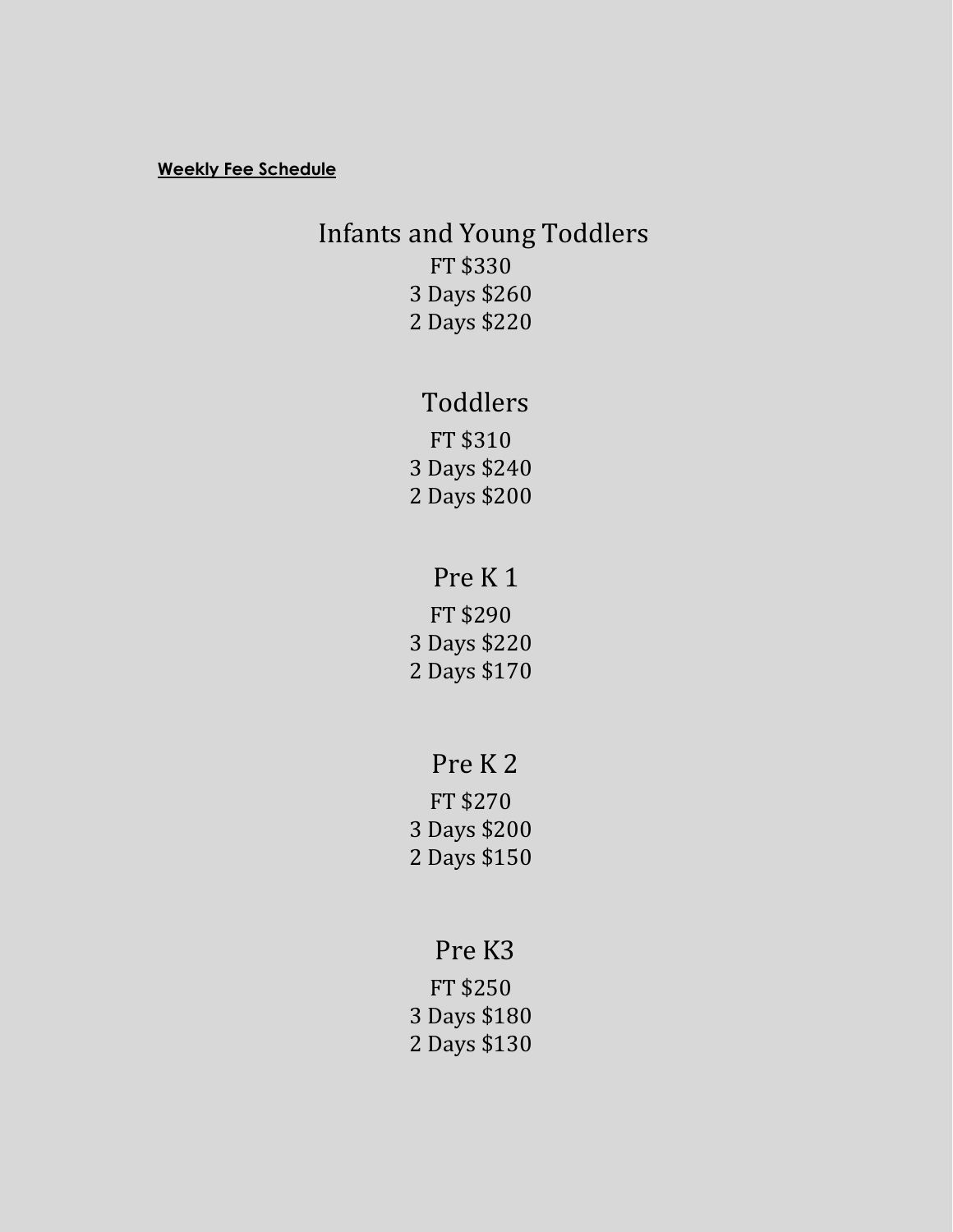**Weekly Fee Schedule**

## Infants and Young Toddlers

FT $330
3 Days $260
2 Days $220

## Toddlers

FT $310
3 Days $240
2 Days $200

## Pre K 1

FT $290
3 Days $220
2 Days $170

## Pre K 2

FT $270
3 Days $200
2 Days $150

## Pre K3

FT $250
3 Days $180
2 Days $130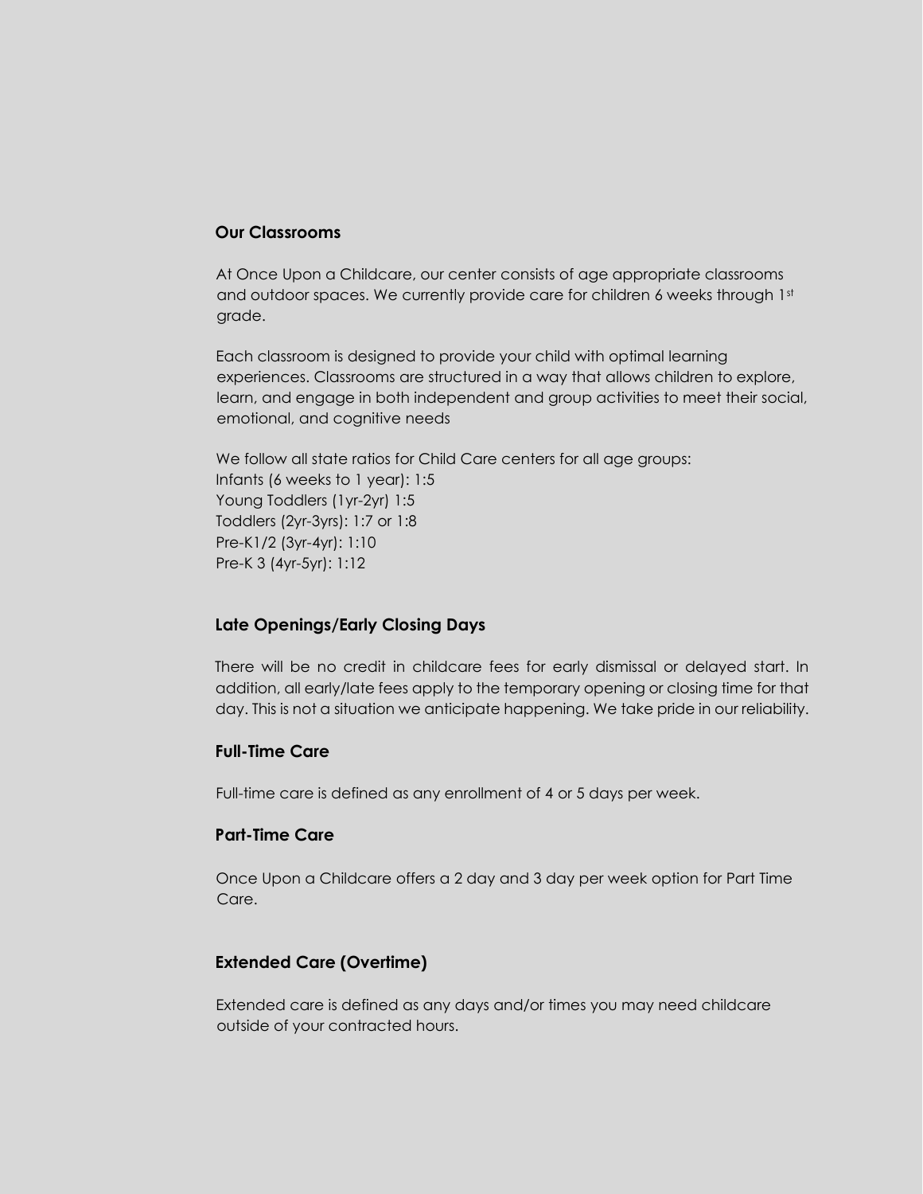## Our Classrooms

At Once Upon a Childcare, our center consists of age appropriate classrooms and outdoor spaces. We currently provide care for children 6 weeks through 1st grade.

Each classroom is designed to provide your child with optimal learning experiences. Classrooms are structured in a way that allows children to explore, learn, and engage in both independent and group activities to meet their social, emotional, and cognitive needs

We follow all state ratios for Child Care centers for all age groups:
Infants (6 weeks to 1 year): 1:5
Young Toddlers (1yr-2yr) 1:5
Toddlers (2yr-3yrs): 1:7 or 1:8
Pre-K1/2 (3yr-4yr): 1:10
Pre-K 3 (4yr-5yr): 1:12

## Late Openings/Early Closing Days

There will be no credit in childcare fees for early dismissal or delayed start. In addition, all early/late fees apply to the temporary opening or closing time for that day. This is not a situation we anticipate happening. We take pride in our reliability.

## Full-Time Care

Full-time care is defined as any enrollment of 4 or 5 days per week.

## Part-Time Care

Once Upon a Childcare offers a 2 day and 3 day per week option for Part Time Care.

## Extended Care (Overtime)

Extended care is defined as any days and/or times you may need childcare outside of your contracted hours.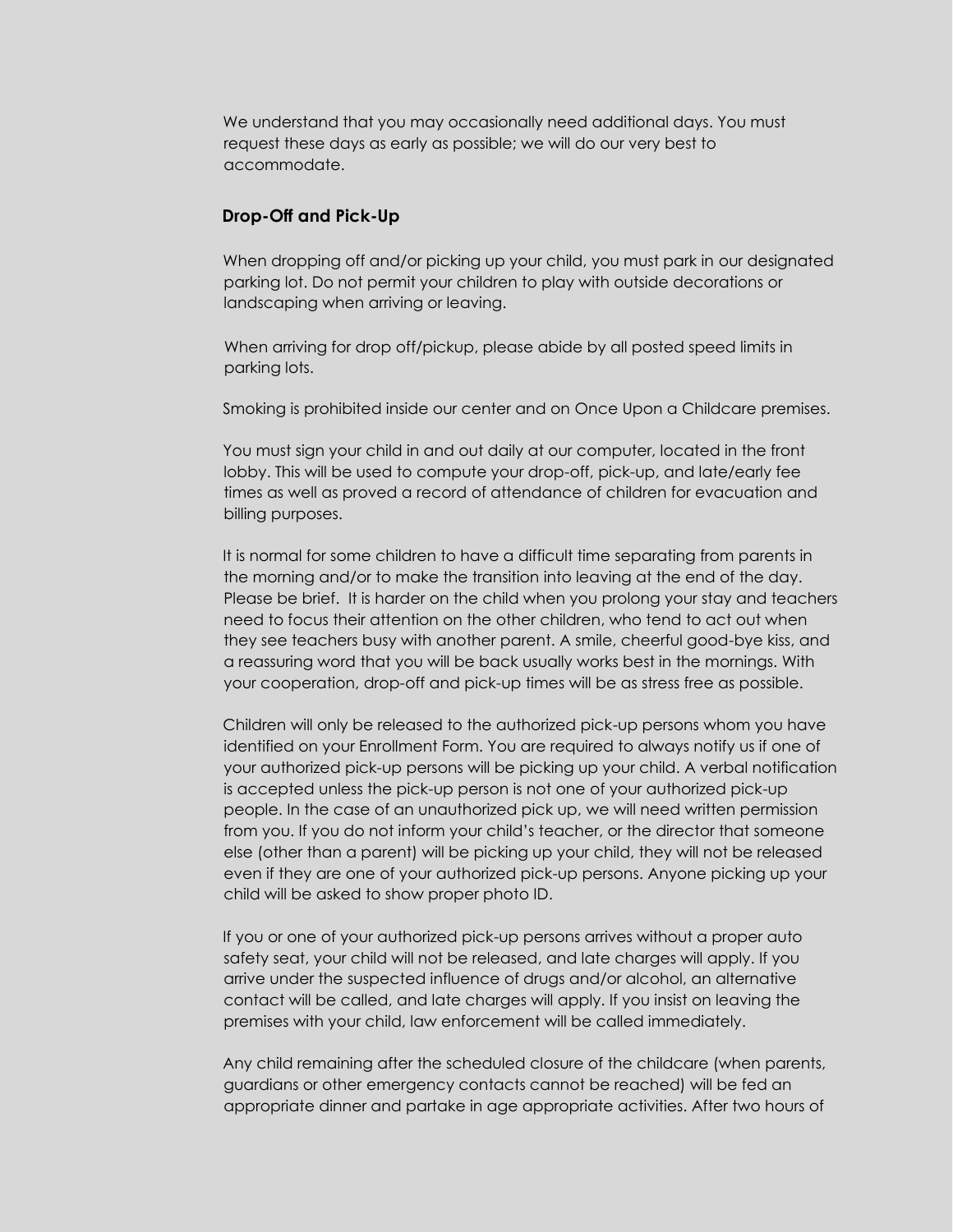We understand that you may occasionally need additional days. You must request these days as early as possible; we will do our very best to accommodate.

## Drop-Off and Pick-Up

When dropping off and/or picking up your child, you must park in our designated parking lot. Do not permit your children to play with outside decorations or landscaping when arriving or leaving.

When arriving for drop off/pickup, please abide by all posted speed limits in parking lots.

Smoking is prohibited inside our center and on Once Upon a Childcare premises.

You must sign your child in and out daily at our computer, located in the front lobby. This will be used to compute your drop-off, pick-up, and late/early fee times as well as proved a record of attendance of children for evacuation and billing purposes.

It is normal for some children to have a difficult time separating from parents in the morning and/or to make the transition into leaving at the end of the day. Please be brief. It is harder on the child when you prolong your stay and teachers need to focus their attention on the other children, who tend to act out when they see teachers busy with another parent. A smile, cheerful good-bye kiss, and a reassuring word that you will be back usually works best in the mornings. With your cooperation, drop-off and pick-up times will be as stress free as possible.

Children will only be released to the authorized pick-up persons whom you have identified on your Enrollment Form. You are required to always notify us if one of your authorized pick-up persons will be picking up your child. A verbal notification is accepted unless the pick-up person is not one of your authorized pick-up people. In the case of an unauthorized pick up, we will need written permission from you. If you do not inform your child's teacher, or the director that someone else (other than a parent) will be picking up your child, they will not be released even if they are one of your authorized pick-up persons. Anyone picking up your child will be asked to show proper photo ID.

If you or one of your authorized pick-up persons arrives without a proper auto safety seat, your child will not be released, and late charges will apply. If you arrive under the suspected influence of drugs and/or alcohol, an alternative contact will be called, and late charges will apply. If you insist on leaving the premises with your child, law enforcement will be called immediately.

Any child remaining after the scheduled closure of the childcare (when parents, guardians or other emergency contacts cannot be reached) will be fed an appropriate dinner and partake in age appropriate activities. After two hours of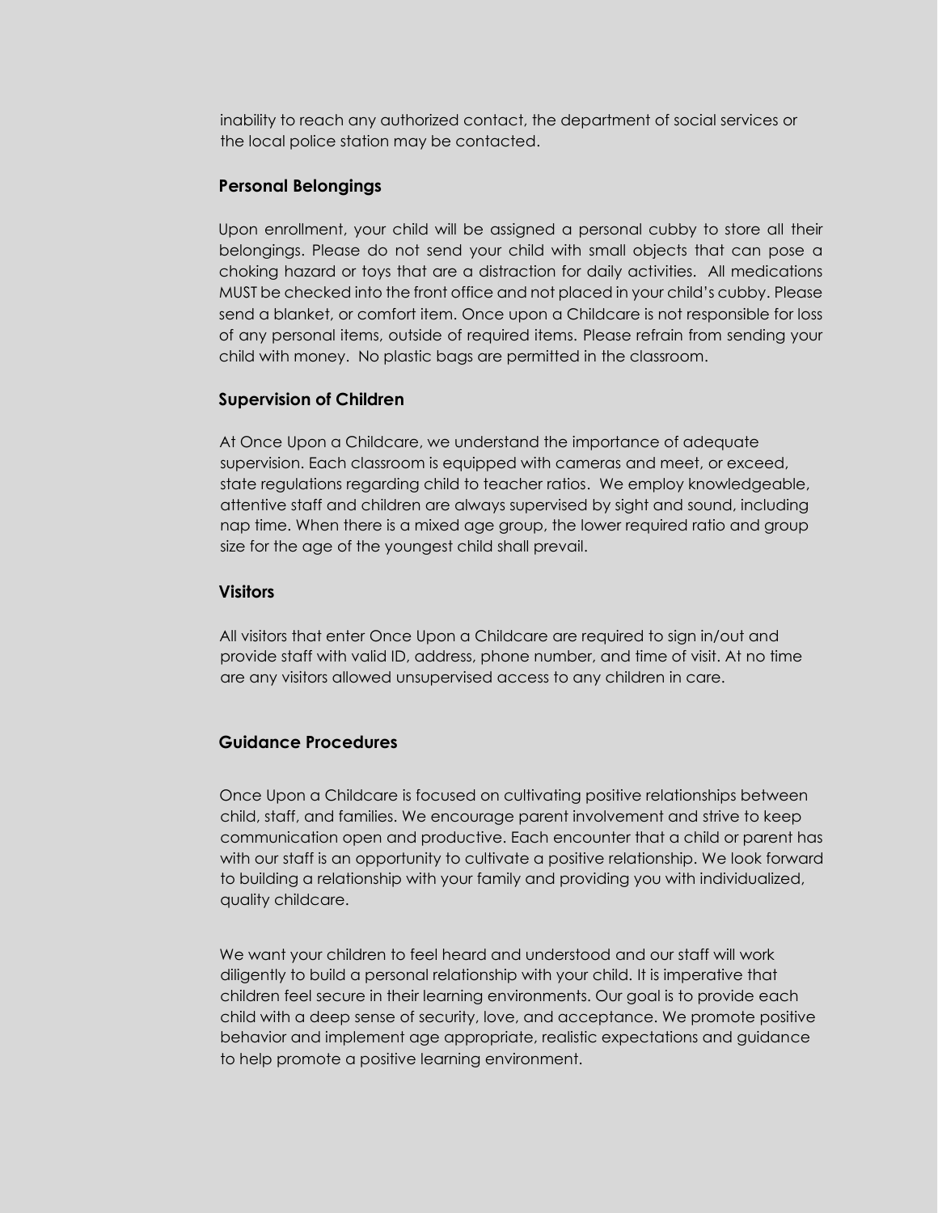inability to reach any authorized contact, the department of social services or the local police station may be contacted.

### Personal Belongings

Upon enrollment, your child will be assigned a personal cubby to store all their belongings. Please do not send your child with small objects that can pose a choking hazard or toys that are a distraction for daily activities. All medications MUST be checked into the front office and not placed in your child's cubby. Please send a blanket, or comfort item. Once upon a Childcare is not responsible for loss of any personal items, outside of required items. Please refrain from sending your child with money. No plastic bags are permitted in the classroom.

### Supervision of Children

At Once Upon a Childcare, we understand the importance of adequate supervision. Each classroom is equipped with cameras and meet, or exceed, state regulations regarding child to teacher ratios. We employ knowledgeable, attentive staff and children are always supervised by sight and sound, including nap time. When there is a mixed age group, the lower required ratio and group size for the age of the youngest child shall prevail.

### Visitors

All visitors that enter Once Upon a Childcare are required to sign in/out and provide staff with valid ID, address, phone number, and time of visit. At no time are any visitors allowed unsupervised access to any children in care.

### Guidance Procedures

Once Upon a Childcare is focused on cultivating positive relationships between child, staff, and families. We encourage parent involvement and strive to keep communication open and productive. Each encounter that a child or parent has with our staff is an opportunity to cultivate a positive relationship. We look forward to building a relationship with your family and providing you with individualized, quality childcare.

We want your children to feel heard and understood and our staff will work diligently to build a personal relationship with your child. It is imperative that children feel secure in their learning environments. Our goal is to provide each child with a deep sense of security, love, and acceptance. We promote positive behavior and implement age appropriate, realistic expectations and guidance to help promote a positive learning environment.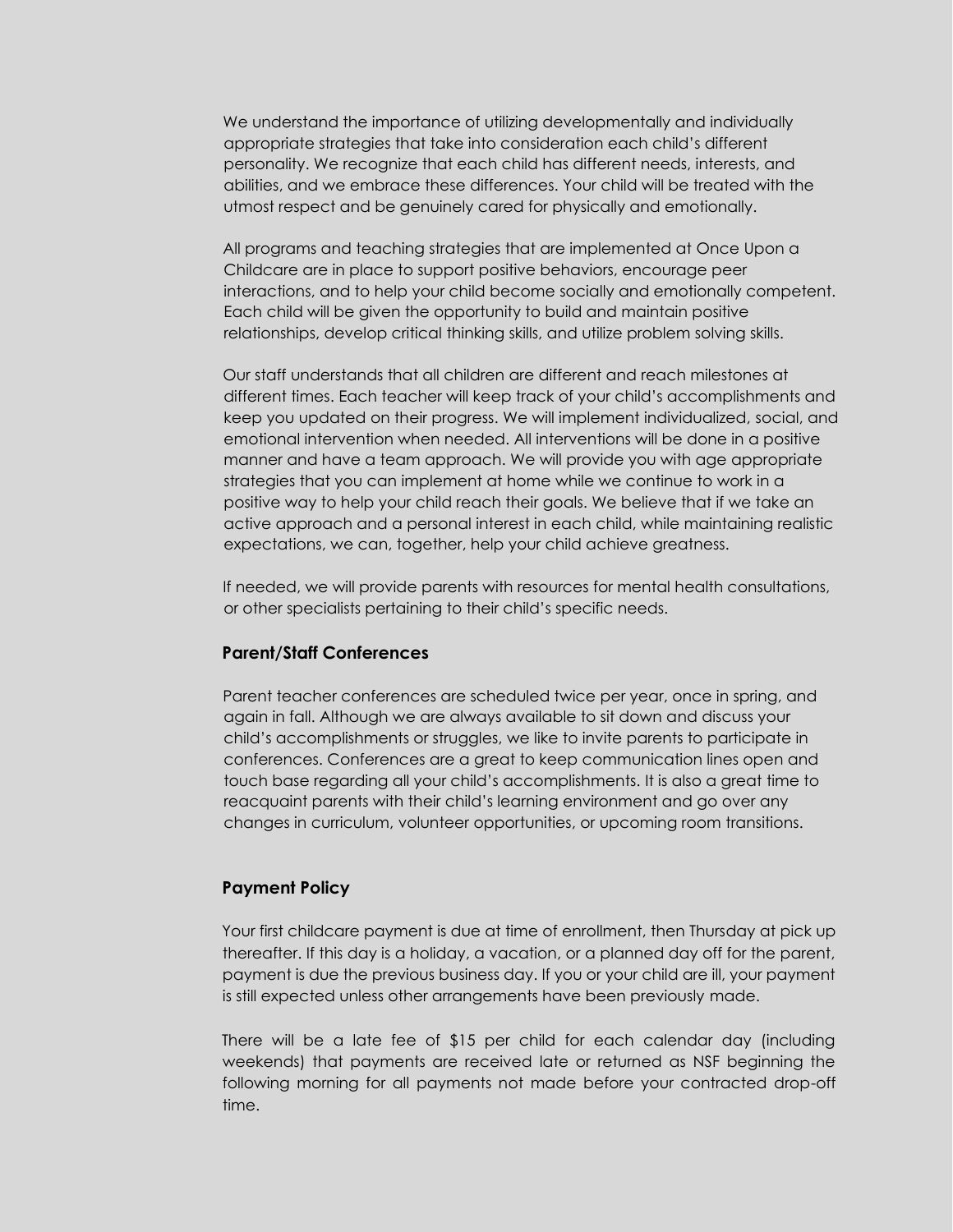We understand the importance of utilizing developmentally and individually appropriate strategies that take into consideration each child's different personality. We recognize that each child has different needs, interests, and abilities, and we embrace these differences. Your child will be treated with the utmost respect and be genuinely cared for physically and emotionally.

All programs and teaching strategies that are implemented at Once Upon a Childcare are in place to support positive behaviors, encourage peer interactions, and to help your child become socially and emotionally competent. Each child will be given the opportunity to build and maintain positive relationships, develop critical thinking skills, and utilize problem solving skills.

Our staff understands that all children are different and reach milestones at different times. Each teacher will keep track of your child's accomplishments and keep you updated on their progress. We will implement individualized, social, and emotional intervention when needed. All interventions will be done in a positive manner and have a team approach. We will provide you with age appropriate strategies that you can implement at home while we continue to work in a positive way to help your child reach their goals. We believe that if we take an active approach and a personal interest in each child, while maintaining realistic expectations, we can, together, help your child achieve greatness.

If needed, we will provide parents with resources for mental health consultations, or other specialists pertaining to their child's specific needs.

### Parent/Staff Conferences

Parent teacher conferences are scheduled twice per year, once in spring, and again in fall. Although we are always available to sit down and discuss your child's accomplishments or struggles, we like to invite parents to participate in conferences. Conferences are a great to keep communication lines open and touch base regarding all your child's accomplishments. It is also a great time to reacquaint parents with their child's learning environment and go over any changes in curriculum, volunteer opportunities, or upcoming room transitions.

### Payment Policy

Your first childcare payment is due at time of enrollment, then Thursday at pick up thereafter. If this day is a holiday, a vacation, or a planned day off for the parent, payment is due the previous business day. If you or your child are ill, your payment is still expected unless other arrangements have been previously made.

There will be a late fee of $15 per child for each calendar day (including weekends) that payments are received late or returned as NSF beginning the following morning for all payments not made before your contracted drop-off time.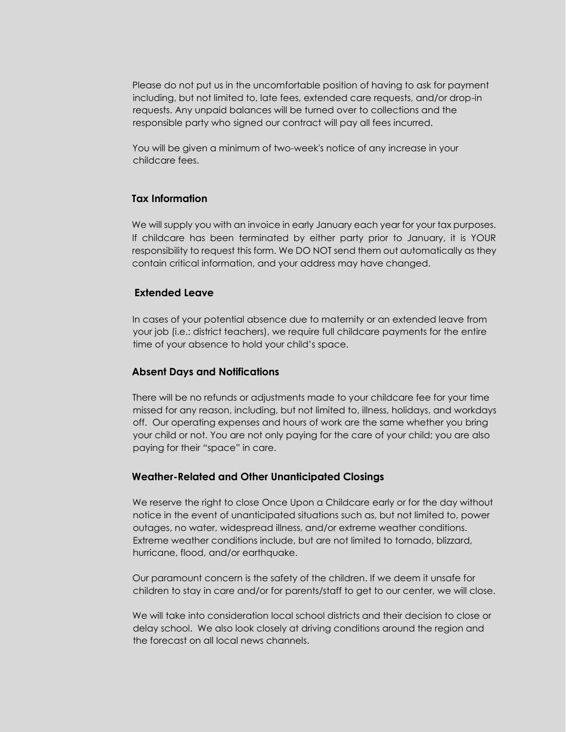Please do not put us in the uncomfortable position of having to ask for payment including, but not limited to, late fees, extended care requests, and/or drop-in requests. Any unpaid balances will be turned over to collections and the responsible party who signed our contract will pay all fees incurred.

You will be given a minimum of two-week's notice of any increase in your childcare fees.

### Tax Information

We will supply you with an invoice in early January each year for your tax purposes. If childcare has been terminated by either party prior to January, it is YOUR responsibility to request this form. We DO NOT send them out automatically as they contain critical information, and your address may have changed.

### Extended Leave

In cases of your potential absence due to maternity or an extended leave from your job (i.e.: district teachers), we require full childcare payments for the entire time of your absence to hold your child's space.

### Absent Days and Notifications

There will be no refunds or adjustments made to your childcare fee for your time missed for any reason, including, but not limited to, illness, holidays, and workdays off. Our operating expenses and hours of work are the same whether you bring your child or not. You are not only paying for the care of your child; you are also paying for their "space" in care.

### Weather-Related and Other Unanticipated Closings

We reserve the right to close Once Upon a Childcare early or for the day without notice in the event of unanticipated situations such as, but not limited to, power outages, no water, widespread illness, and/or extreme weather conditions. Extreme weather conditions include, but are not limited to tornado, blizzard, hurricane, flood, and/or earthquake.

Our paramount concern is the safety of the children. If we deem it unsafe for children to stay in care and/or for parents/staff to get to our center, we will close.

We will take into consideration local school districts and their decision to close or delay school. We also look closely at driving conditions around the region and the forecast on all local news channels.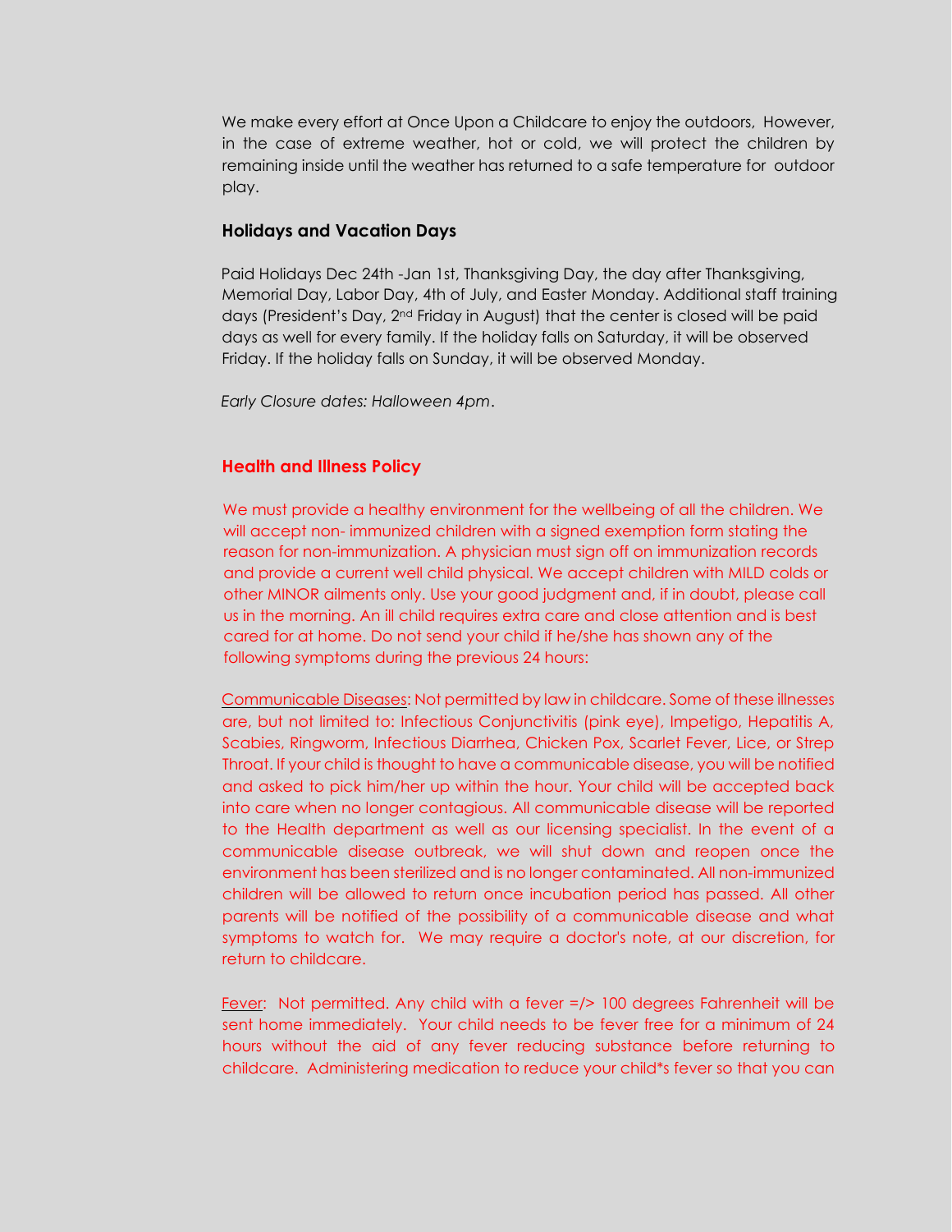We make every effort at Once Upon a Childcare to enjoy the outdoors, However, in the case of extreme weather, hot or cold, we will protect the children by remaining inside until the weather has returned to a safe temperature for outdoor play.

### Holidays and Vacation Days

Paid Holidays Dec 24th -Jan 1st, Thanksgiving Day, the day after Thanksgiving, Memorial Day, Labor Day, 4th of July, and Easter Monday. Additional staff training days (President's Day, 2nd Friday in August) that the center is closed will be paid days as well for every family. If the holiday falls on Saturday, it will be observed Friday. If the holiday falls on Sunday, it will be observed Monday.

*Early Closure dates: Halloween 4pm.*

### Health and Illness Policy

We must provide a healthy environment for the wellbeing of all the children. We will accept non- immunized children with a signed exemption form stating the reason for non-immunization. A physician must sign off on immunization records and provide a current well child physical. We accept children with MILD colds or other MINOR ailments only. Use your good judgment and, if in doubt, please call us in the morning. An ill child requires extra care and close attention and is best cared for at home. Do not send your child if he/she has shown any of the following symptoms during the previous 24 hours:

<u>Communicable Diseases</u>: Not permitted by law in childcare. Some of these illnesses are, but not limited to: Infectious Conjunctivitis (pink eye), Impetigo, Hepatitis A, Scabies, Ringworm, Infectious Diarrhea, Chicken Pox, Scarlet Fever, Lice, or Strep Throat. If your child is thought to have a communicable disease, you will be notified and asked to pick him/her up within the hour. Your child will be accepted back into care when no longer contagious. All communicable disease will be reported to the Health department as well as our licensing specialist. In the event of a communicable disease outbreak, we will shut down and reopen once the environment has been sterilized and is no longer contaminated. All non-immunized children will be allowed to return once incubation period has passed. All other parents will be notified of the possibility of a communicable disease and what symptoms to watch for. We may require a doctor's note, at our discretion, for return to childcare.

<u>Fever</u>: Not permitted. Any child with a fever =/> 100 degrees Fahrenheit will be sent home immediately. Your child needs to be fever free for a minimum of 24 hours without the aid of any fever reducing substance before returning to childcare. Administering medication to reduce your child*s fever so that you can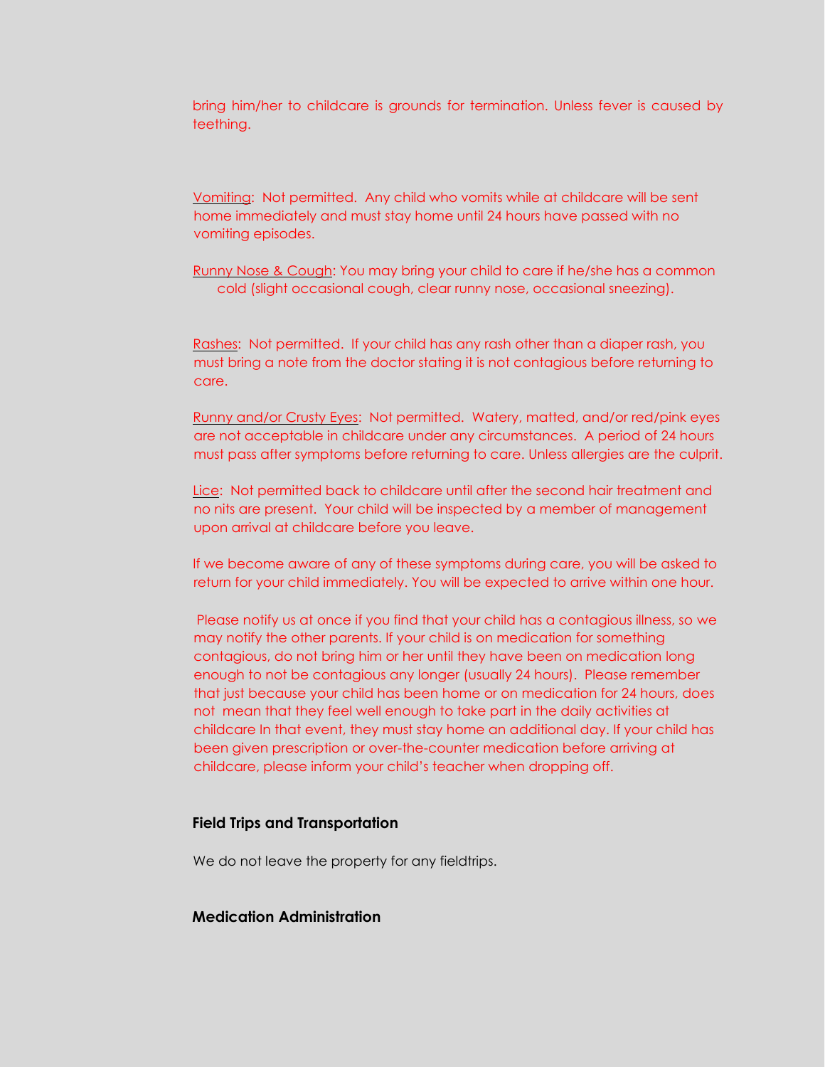bring him/her to childcare is grounds for termination. Unless fever is caused by teething.

Vomiting: Not permitted. Any child who vomits while at childcare will be sent home immediately and must stay home until 24 hours have passed with no vomiting episodes.

Runny Nose & Cough: You may bring your child to care if he/she has a common cold (slight occasional cough, clear runny nose, occasional sneezing).

Rashes: Not permitted. If your child has any rash other than a diaper rash, you must bring a note from the doctor stating it is not contagious before returning to care.

Runny and/or Crusty Eyes: Not permitted. Watery, matted, and/or red/pink eyes are not acceptable in childcare under any circumstances. A period of 24 hours must pass after symptoms before returning to care. Unless allergies are the culprit.

Lice: Not permitted back to childcare until after the second hair treatment and no nits are present. Your child will be inspected by a member of management upon arrival at childcare before you leave.

If we become aware of any of these symptoms during care, you will be asked to return for your child immediately. You will be expected to arrive within one hour.

Please notify us at once if you find that your child has a contagious illness, so we may notify the other parents. If your child is on medication for something contagious, do not bring him or her until they have been on medication long enough to not be contagious any longer (usually 24 hours). Please remember that just because your child has been home or on medication for 24 hours, does not mean that they feel well enough to take part in the daily activities at childcare In that event, they must stay home an additional day. If your child has been given prescription or over-the-counter medication before arriving at childcare, please inform your child's teacher when dropping off.

### Field Trips and Transportation

We do not leave the property for any fieldtrips.

### Medication Administration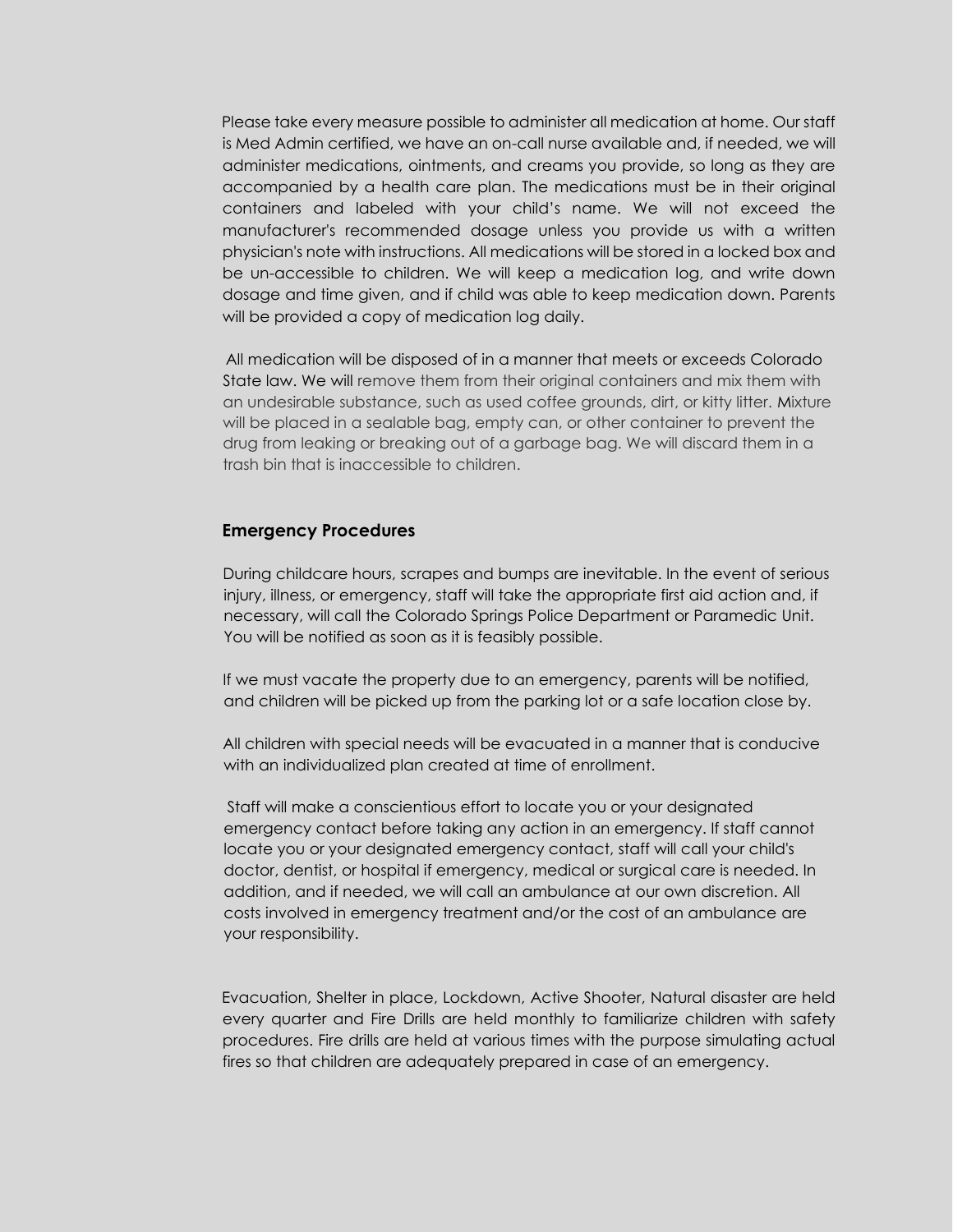Please take every measure possible to administer all medication at home. Our staff is Med Admin certified, we have an on-call nurse available and, if needed, we will administer medications, ointments, and creams you provide, so long as they are accompanied by a health care plan. The medications must be in their original containers and labeled with your child's name. We will not exceed the manufacturer's recommended dosage unless you provide us with a written physician's note with instructions. All medications will be stored in a locked box and be un-accessible to children. We will keep a medication log, and write down dosage and time given, and if child was able to keep medication down. Parents will be provided a copy of medication log daily.

All medication will be disposed of in a manner that meets or exceeds Colorado State law. We will remove them from their original containers and mix them with an undesirable substance, such as used coffee grounds, dirt, or kitty litter. Mixture will be placed in a sealable bag, empty can, or other container to prevent the drug from leaking or breaking out of a garbage bag. We will discard them in a trash bin that is inaccessible to children.

### Emergency Procedures

During childcare hours, scrapes and bumps are inevitable. In the event of serious injury, illness, or emergency, staff will take the appropriate first aid action and, if necessary, will call the Colorado Springs Police Department or Paramedic Unit. You will be notified as soon as it is feasibly possible.

If we must vacate the property due to an emergency, parents will be notified, and children will be picked up from the parking lot or a safe location close by.

All children with special needs will be evacuated in a manner that is conducive with an individualized plan created at time of enrollment.

Staff will make a conscientious effort to locate you or your designated emergency contact before taking any action in an emergency. If staff cannot locate you or your designated emergency contact, staff will call your child's doctor, dentist, or hospital if emergency, medical or surgical care is needed. In addition, and if needed, we will call an ambulance at our own discretion. All costs involved in emergency treatment and/or the cost of an ambulance are your responsibility.

Evacuation, Shelter in place, Lockdown, Active Shooter, Natural disaster are held every quarter and Fire Drills are held monthly to familiarize children with safety procedures. Fire drills are held at various times with the purpose simulating actual fires so that children are adequately prepared in case of an emergency.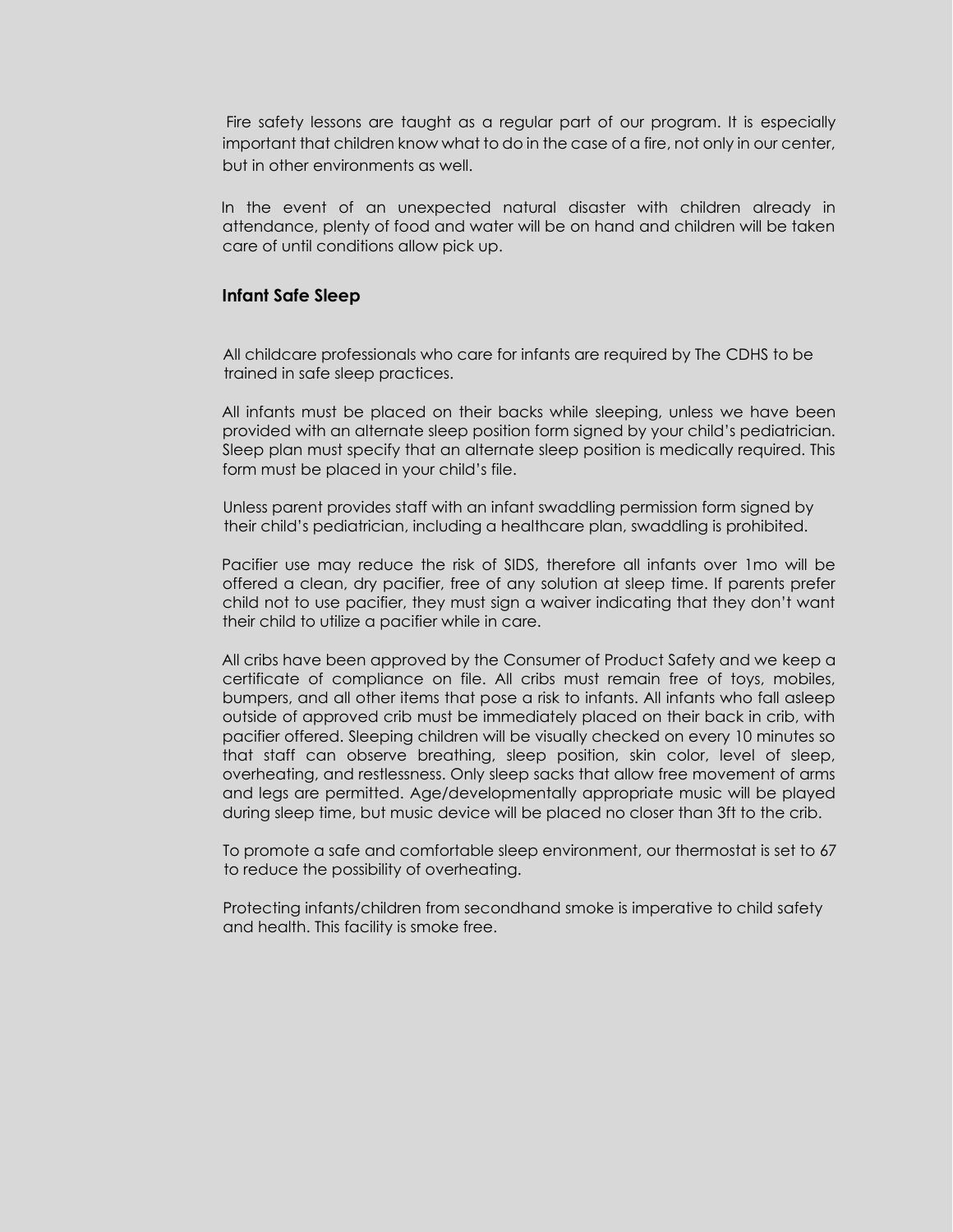Fire safety lessons are taught as a regular part of our program. It is especially important that children know what to do in the case of a fire, not only in our center, but in other environments as well.

In the event of an unexpected natural disaster with children already in attendance, plenty of food and water will be on hand and children will be taken care of until conditions allow pick up.

**Infant Safe Sleep**

All childcare professionals who care for infants are required by The CDHS to be trained in safe sleep practices.

All infants must be placed on their backs while sleeping, unless we have been provided with an alternate sleep position form signed by your child's pediatrician. Sleep plan must specify that an alternate sleep position is medically required. This form must be placed in your child's file.

Unless parent provides staff with an infant swaddling permission form signed by their child's pediatrician, including a healthcare plan, swaddling is prohibited.

Pacifier use may reduce the risk of SIDS, therefore all infants over 1mo will be offered a clean, dry pacifier, free of any solution at sleep time. If parents prefer child not to use pacifier, they must sign a waiver indicating that they don't want their child to utilize a pacifier while in care.

All cribs have been approved by the Consumer of Product Safety and we keep a certificate of compliance on file. All cribs must remain free of toys, mobiles, bumpers, and all other items that pose a risk to infants. All infants who fall asleep outside of approved crib must be immediately placed on their back in crib, with pacifier offered. Sleeping children will be visually checked on every 10 minutes so that staff can observe breathing, sleep position, skin color, level of sleep, overheating, and restlessness. Only sleep sacks that allow free movement of arms and legs are permitted. Age/developmentally appropriate music will be played during sleep time, but music device will be placed no closer than 3ft to the crib.

To promote a safe and comfortable sleep environment, our thermostat is set to 67 to reduce the possibility of overheating.

Protecting infants/children from secondhand smoke is imperative to child safety and health. This facility is smoke free.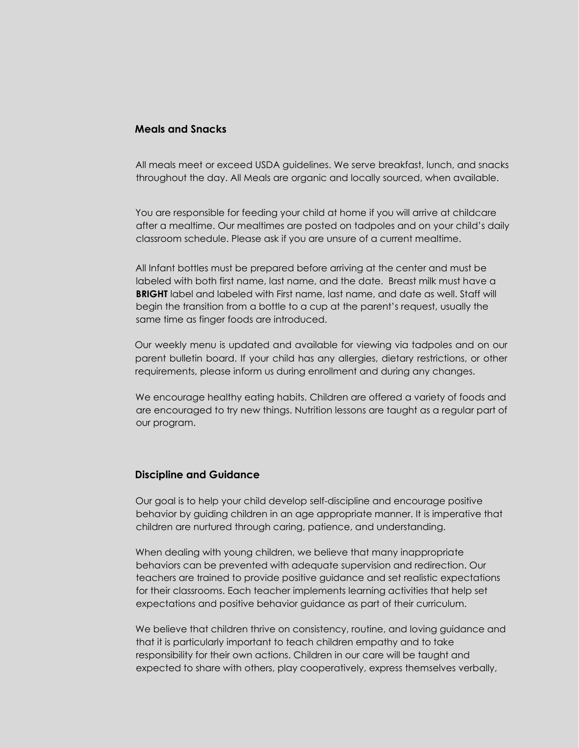## Meals and Snacks

All meals meet or exceed USDA guidelines. We serve breakfast, lunch, and snacks throughout the day. All Meals are organic and locally sourced, when available.

You are responsible for feeding your child at home if you will arrive at childcare after a mealtime. Our mealtimes are posted on tadpoles and on your child's daily classroom schedule. Please ask if you are unsure of a current mealtime.

All Infant bottles must be prepared before arriving at the center and must be labeled with both first name, last name, and the date. Breast milk must have a **BRIGHT** label and labeled with First name, last name, and date as well. Staff will begin the transition from a bottle to a cup at the parent's request, usually the same time as finger foods are introduced.

Our weekly menu is updated and available for viewing via tadpoles and on our parent bulletin board. If your child has any allergies, dietary restrictions, or other requirements, please inform us during enrollment and during any changes.

We encourage healthy eating habits. Children are offered a variety of foods and are encouraged to try new things. Nutrition lessons are taught as a regular part of our program.

## Discipline and Guidance

Our goal is to help your child develop self-discipline and encourage positive behavior by guiding children in an age appropriate manner. It is imperative that children are nurtured through caring, patience, and understanding.

When dealing with young children, we believe that many inappropriate behaviors can be prevented with adequate supervision and redirection. Our teachers are trained to provide positive guidance and set realistic expectations for their classrooms. Each teacher implements learning activities that help set expectations and positive behavior guidance as part of their curriculum.

We believe that children thrive on consistency, routine, and loving guidance and that it is particularly important to teach children empathy and to take responsibility for their own actions. Children in our care will be taught and expected to share with others, play cooperatively, express themselves verbally,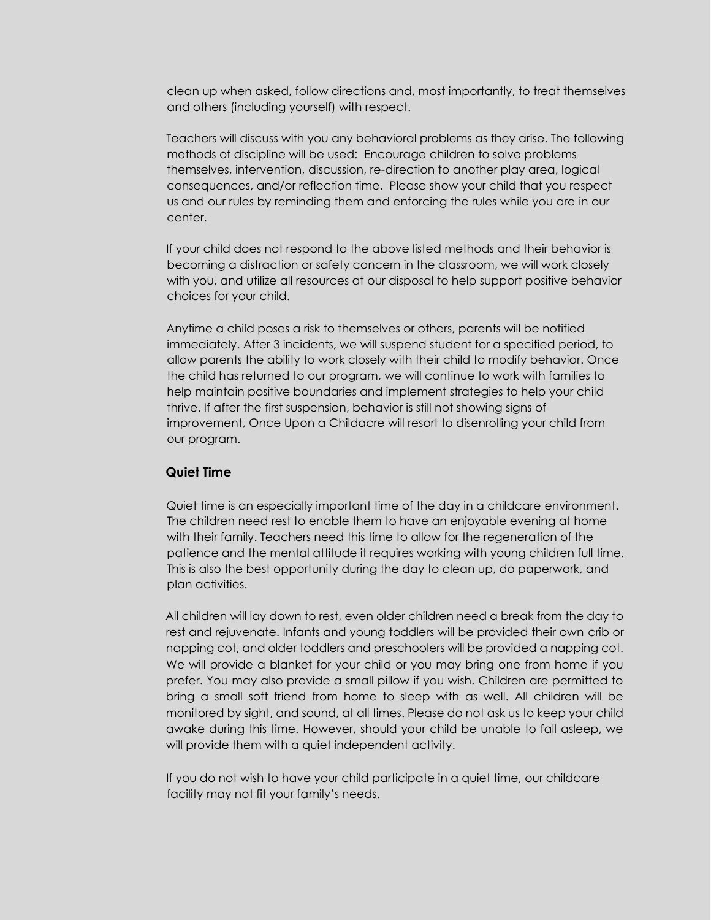clean up when asked, follow directions and, most importantly, to treat themselves and others (including yourself) with respect.

Teachers will discuss with you any behavioral problems as they arise. The following methods of discipline will be used: Encourage children to solve problems themselves, intervention, discussion, re-direction to another play area, logical consequences, and/or reflection time. Please show your child that you respect us and our rules by reminding them and enforcing the rules while you are in our center.

If your child does not respond to the above listed methods and their behavior is becoming a distraction or safety concern in the classroom, we will work closely with you, and utilize all resources at our disposal to help support positive behavior choices for your child.

Anytime a child poses a risk to themselves or others, parents will be notified immediately. After 3 incidents, we will suspend student for a specified period, to allow parents the ability to work closely with their child to modify behavior. Once the child has returned to our program, we will continue to work with families to help maintain positive boundaries and implement strategies to help your child thrive. If after the first suspension, behavior is still not showing signs of improvement, Once Upon a Childacre will resort to disenrolling your child from our program.

### Quiet Time

Quiet time is an especially important time of the day in a childcare environment. The children need rest to enable them to have an enjoyable evening at home with their family. Teachers need this time to allow for the regeneration of the patience and the mental attitude it requires working with young children full time. This is also the best opportunity during the day to clean up, do paperwork, and plan activities.

All children will lay down to rest, even older children need a break from the day to rest and rejuvenate. Infants and young toddlers will be provided their own crib or napping cot, and older toddlers and preschoolers will be provided a napping cot. We will provide a blanket for your child or you may bring one from home if you prefer. You may also provide a small pillow if you wish. Children are permitted to bring a small soft friend from home to sleep with as well. All children will be monitored by sight, and sound, at all times. Please do not ask us to keep your child awake during this time. However, should your child be unable to fall asleep, we will provide them with a quiet independent activity.

If you do not wish to have your child participate in a quiet time, our childcare facility may not fit your family's needs.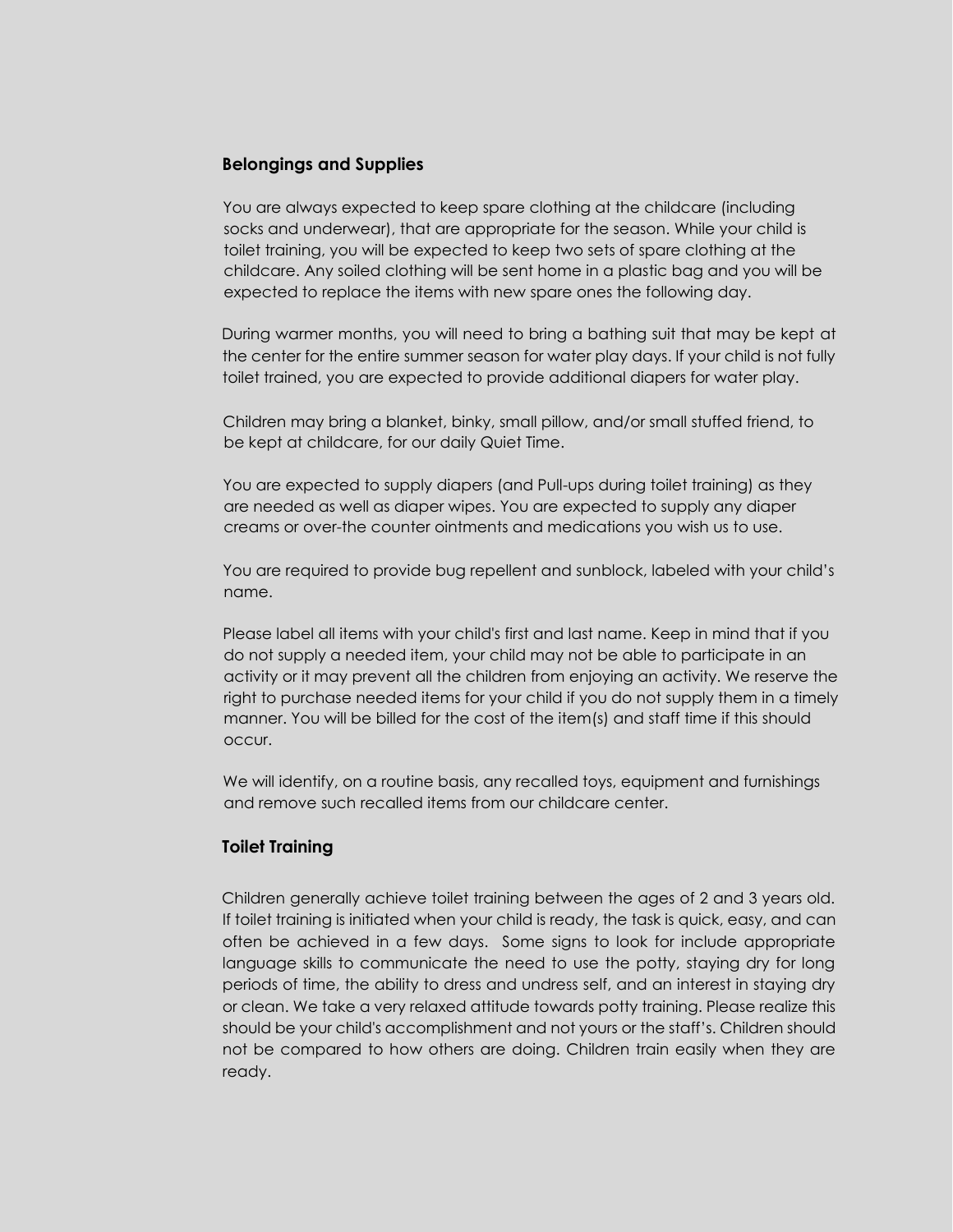### Belongings and Supplies

You are always expected to keep spare clothing at the childcare (including socks and underwear), that are appropriate for the season. While your child is toilet training, you will be expected to keep two sets of spare clothing at the childcare. Any soiled clothing will be sent home in a plastic bag and you will be expected to replace the items with new spare ones the following day.

During warmer months, you will need to bring a bathing suit that may be kept at the center for the entire summer season for water play days. If your child is not fully toilet trained, you are expected to provide additional diapers for water play.

Children may bring a blanket, binky, small pillow, and/or small stuffed friend, to be kept at childcare, for our daily Quiet Time.

You are expected to supply diapers (and Pull-ups during toilet training) as they are needed as well as diaper wipes. You are expected to supply any diaper creams or over-the counter ointments and medications you wish us to use.

You are required to provide bug repellent and sunblock, labeled with your child's name.

Please label all items with your child's first and last name. Keep in mind that if you do not supply a needed item, your child may not be able to participate in an activity or it may prevent all the children from enjoying an activity. We reserve the right to purchase needed items for your child if you do not supply them in a timely manner. You will be billed for the cost of the item(s) and staff time if this should occur.

We will identify, on a routine basis, any recalled toys, equipment and furnishings and remove such recalled items from our childcare center.

### Toilet Training

Children generally achieve toilet training between the ages of 2 and 3 years old. If toilet training is initiated when your child is ready, the task is quick, easy, and can often be achieved in a few days. Some signs to look for include appropriate language skills to communicate the need to use the potty, staying dry for long periods of time, the ability to dress and undress self, and an interest in staying dry or clean. We take a very relaxed attitude towards potty training. Please realize this should be your child's accomplishment and not yours or the staff's. Children should not be compared to how others are doing. Children train easily when they are ready.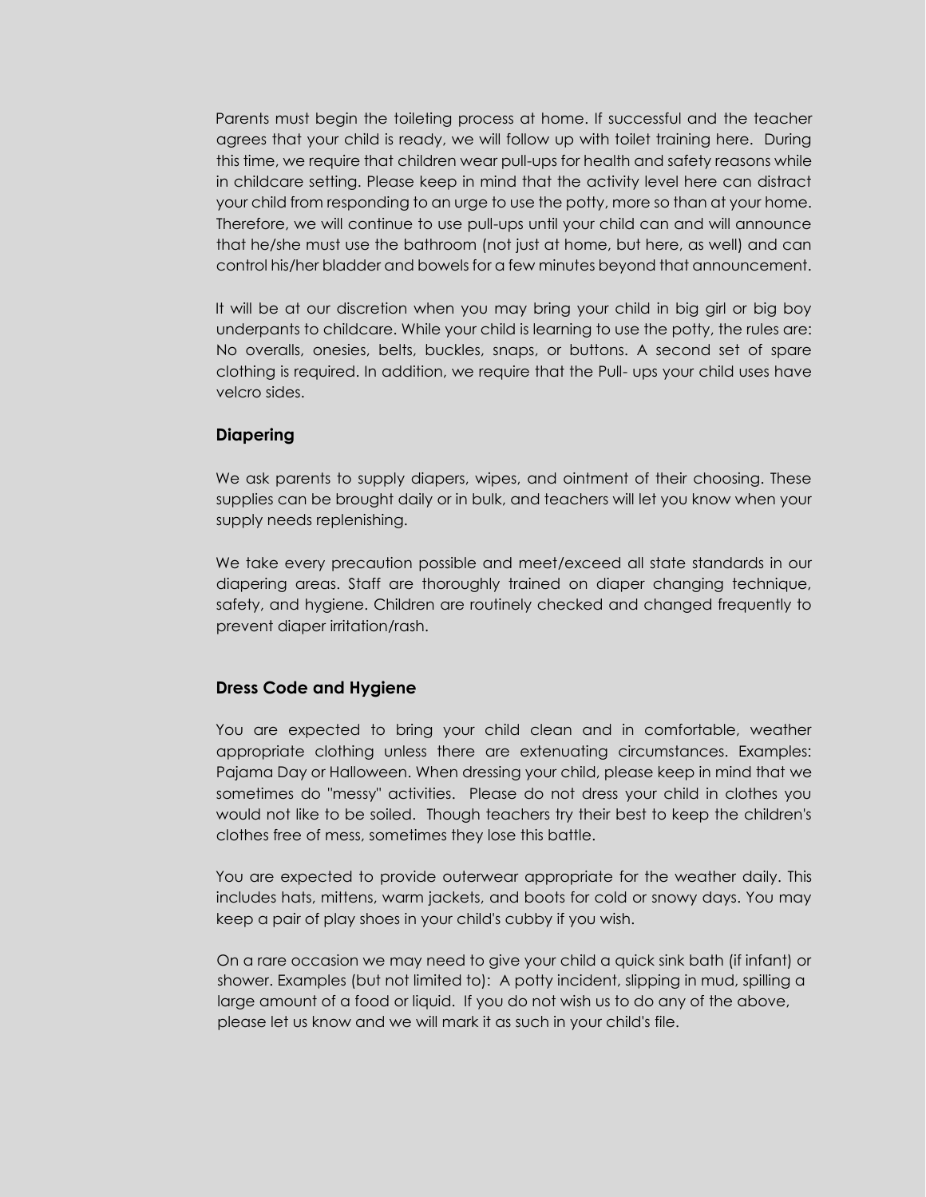Parents must begin the toileting process at home. If successful and the teacher agrees that your child is ready, we will follow up with toilet training here. During this time, we require that children wear pull-ups for health and safety reasons while in childcare setting. Please keep in mind that the activity level here can distract your child from responding to an urge to use the potty, more so than at your home. Therefore, we will continue to use pull-ups until your child can and will announce that he/she must use the bathroom (not just at home, but here, as well) and can control his/her bladder and bowels for a few minutes beyond that announcement.

It will be at our discretion when you may bring your child in big girl or big boy underpants to childcare. While your child is learning to use the potty, the rules are: No overalls, onesies, belts, buckles, snaps, or buttons. A second set of spare clothing is required. In addition, we require that the Pull- ups your child uses have velcro sides.

### Diapering

We ask parents to supply diapers, wipes, and ointment of their choosing. These supplies can be brought daily or in bulk, and teachers will let you know when your supply needs replenishing.

We take every precaution possible and meet/exceed all state standards in our diapering areas. Staff are thoroughly trained on diaper changing technique, safety, and hygiene. Children are routinely checked and changed frequently to prevent diaper irritation/rash.

### Dress Code and Hygiene

You are expected to bring your child clean and in comfortable, weather appropriate clothing unless there are extenuating circumstances. Examples: Pajama Day or Halloween. When dressing your child, please keep in mind that we sometimes do "messy" activities. Please do not dress your child in clothes you would not like to be soiled. Though teachers try their best to keep the children's clothes free of mess, sometimes they lose this battle.

You are expected to provide outerwear appropriate for the weather daily. This includes hats, mittens, warm jackets, and boots for cold or snowy days. You may keep a pair of play shoes in your child's cubby if you wish.

On a rare occasion we may need to give your child a quick sink bath (if infant) or shower. Examples (but not limited to): A potty incident, slipping in mud, spilling a large amount of a food or liquid. If you do not wish us to do any of the above, please let us know and we will mark it as such in your child's file.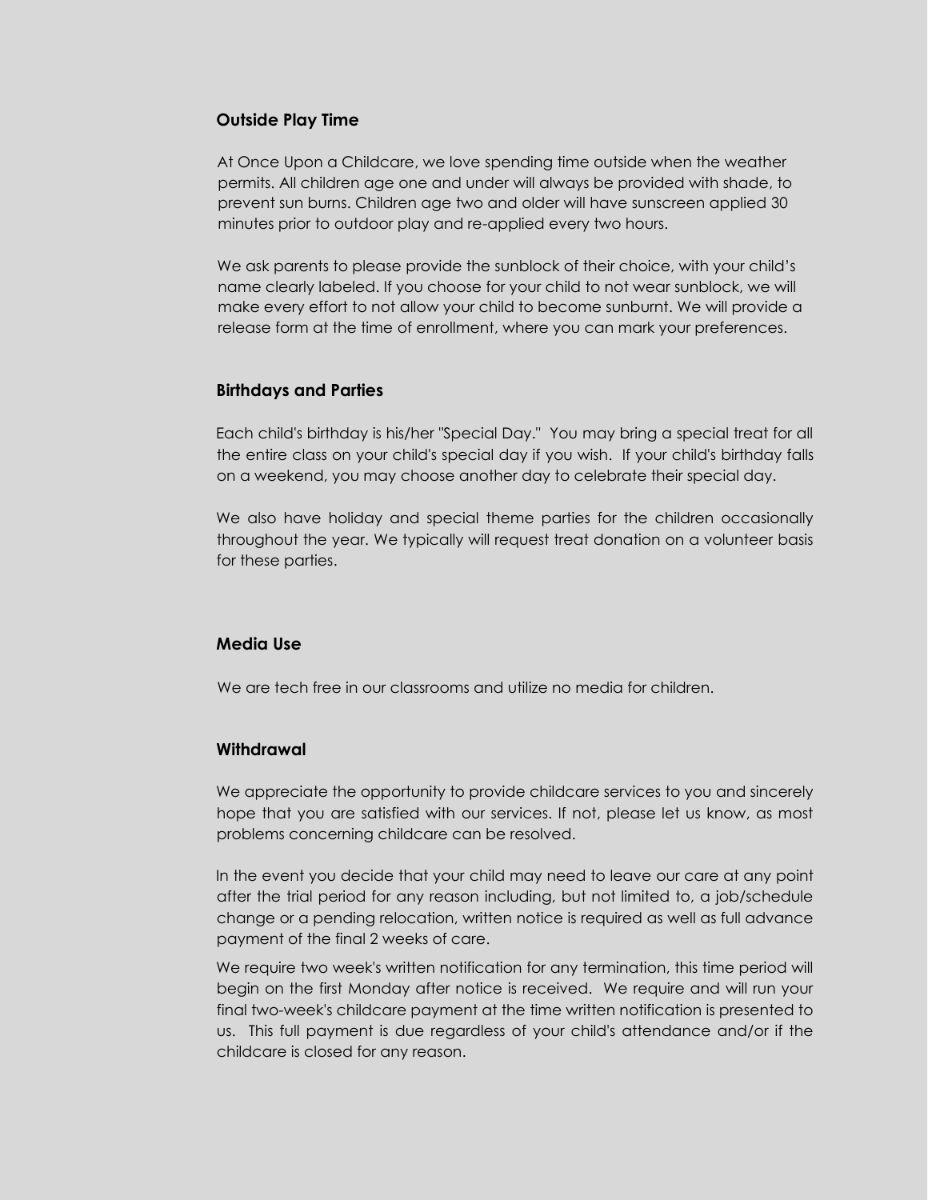## Outside Play Time

At Once Upon a Childcare, we love spending time outside when the weather permits. All children age one and under will always be provided with shade, to prevent sun burns. Children age two and older will have sunscreen applied 30 minutes prior to outdoor play and re-applied every two hours.

We ask parents to please provide the sunblock of their choice, with your child's name clearly labeled. If you choose for your child to not wear sunblock, we will make every effort to not allow your child to become sunburnt. We will provide a release form at the time of enrollment, where you can mark your preferences.

## Birthdays and Parties

Each child's birthday is his/her "Special Day." You may bring a special treat for all the entire class on your child's special day if you wish. If your child's birthday falls on a weekend, you may choose another day to celebrate their special day.

We also have holiday and special theme parties for the children occasionally throughout the year. We typically will request treat donation on a volunteer basis for these parties.

## Media Use

We are tech free in our classrooms and utilize no media for children.

## Withdrawal

We appreciate the opportunity to provide childcare services to you and sincerely hope that you are satisfied with our services. If not, please let us know, as most problems concerning childcare can be resolved.

In the event you decide that your child may need to leave our care at any point after the trial period for any reason including, but not limited to, a job/schedule change or a pending relocation, written notice is required as well as full advance payment of the final 2 weeks of care.

We require two week's written notification for any termination, this time period will begin on the first Monday after notice is received. We require and will run your final two-week's childcare payment at the time written notification is presented to us. This full payment is due regardless of your child's attendance and/or if the childcare is closed for any reason.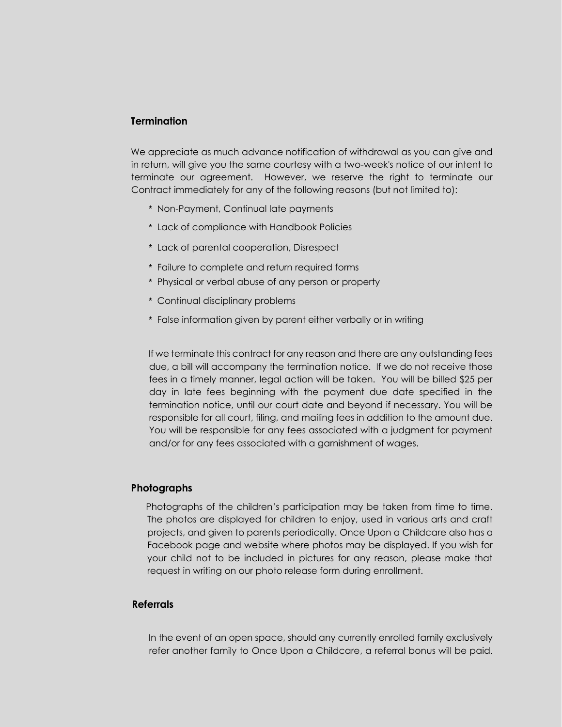## Termination

We appreciate as much advance notification of withdrawal as you can give and in return, will give you the same courtesy with a two-week's notice of our intent to terminate our agreement. However, we reserve the right to terminate our Contract immediately for any of the following reasons (but not limited to):

* Non-Payment, Continual late payments
* Lack of compliance with Handbook Policies
* Lack of parental cooperation, Disrespect
* Failure to complete and return required forms
* Physical or verbal abuse of any person or property
* Continual disciplinary problems
* False information given by parent either verbally or in writing

If we terminate this contract for any reason and there are any outstanding fees due, a bill will accompany the termination notice. If we do not receive those fees in a timely manner, legal action will be taken. You will be billed $25 per day in late fees beginning with the payment due date specified in the termination notice, until our court date and beyond if necessary. You will be responsible for all court, filing, and mailing fees in addition to the amount due. You will be responsible for any fees associated with a judgment for payment and/or for any fees associated with a garnishment of wages.

## Photographs

Photographs of the children's participation may be taken from time to time. The photos are displayed for children to enjoy, used in various arts and craft projects, and given to parents periodically. Once Upon a Childcare also has a Facebook page and website where photos may be displayed. If you wish for your child not to be included in pictures for any reason, please make that request in writing on our photo release form during enrollment.

## Referrals

In the event of an open space, should any currently enrolled family exclusively refer another family to Once Upon a Childcare, a referral bonus will be paid.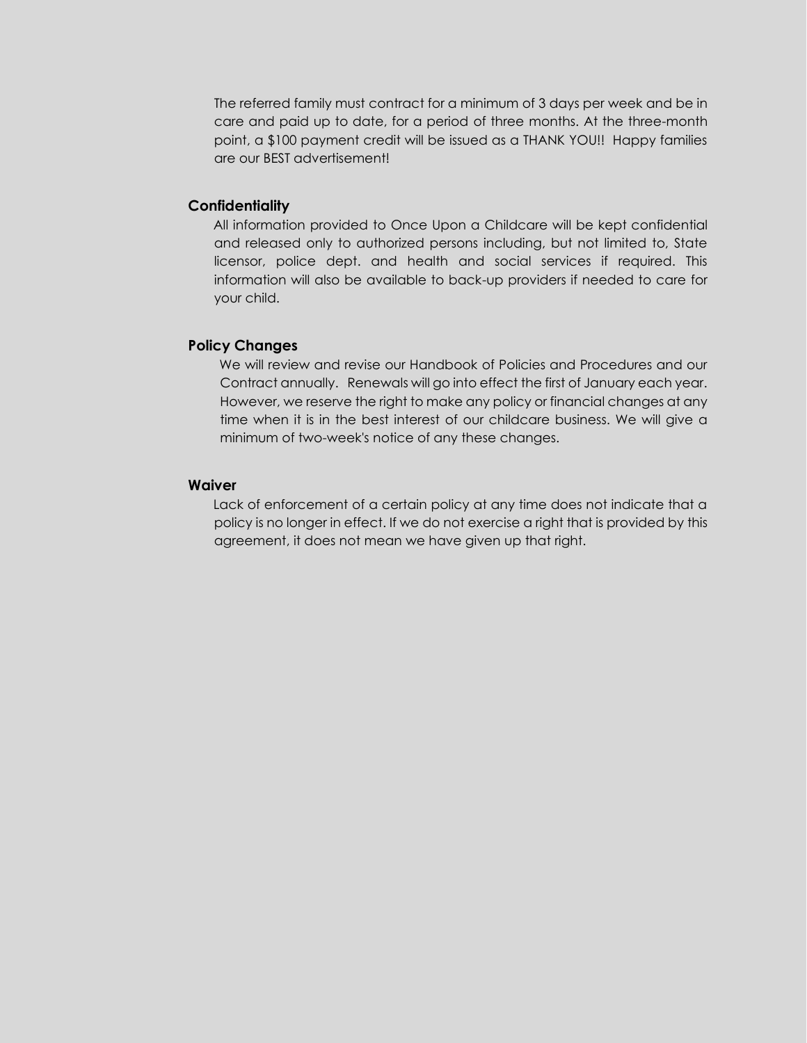The referred family must contract for a minimum of 3 days per week and be in care and paid up to date, for a period of three months. At the three-month point, a $100 payment credit will be issued as a THANK YOU!! Happy families are our BEST advertisement!

### Confidentiality

All information provided to Once Upon a Childcare will be kept confidential and released only to authorized persons including, but not limited to, State licensor, police dept. and health and social services if required. This information will also be available to back-up providers if needed to care for your child.

### Policy Changes

We will review and revise our Handbook of Policies and Procedures and our Contract annually. Renewals will go into effect the first of January each year. However, we reserve the right to make any policy or financial changes at any time when it is in the best interest of our childcare business. We will give a minimum of two-week's notice of any these changes.

### Waiver

Lack of enforcement of a certain policy at any time does not indicate that a policy is no longer in effect. If we do not exercise a right that is provided by this agreement, it does not mean we have given up that right.